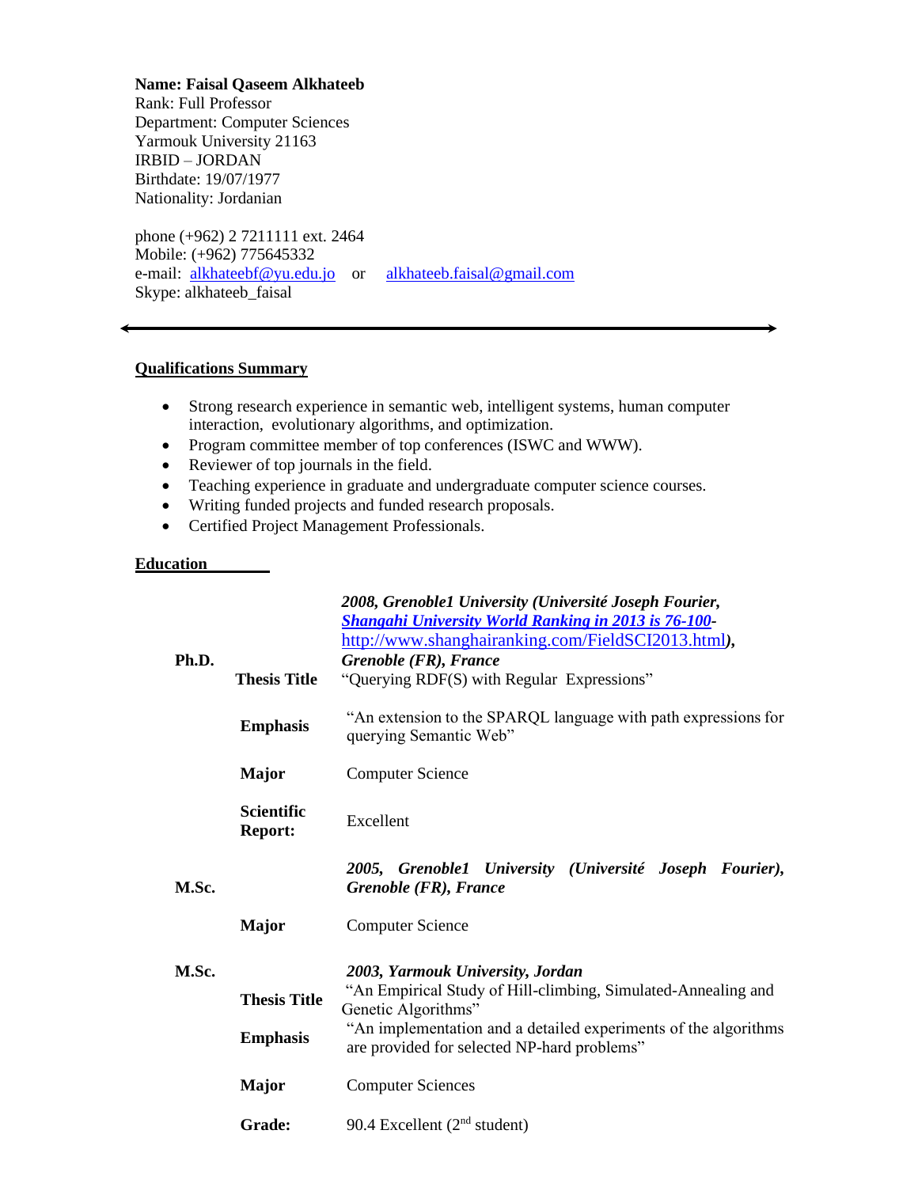**Name: Faisal Qaseem Alkhateeb**
Rank: Full Professor
Department: Computer Sciences
Yarmouk University 21163
IRBID – JORDAN
Birthdate: 19/07/1977
Nationality: Jordanian

phone (+962) 2 7211111 ext. 2464
Mobile: (+962) 775645332
e-mail: [alkhateebf@yu.edu.jo](mailto:alkhateebf@yu.edu.jo) or [alkhateeb.faisal@gmail.com](mailto:alkhateeb.faisal@gmail.com)
Skype: alkhateeb_faisal

---

## Qualifications Summary

- Strong research experience in semantic web, intelligent systems, human computer interaction, evolutionary algorithms, and optimization.
- Program committee member of top conferences (ISWC and WWW).
- Reviewer of top journals in the field.
- Teaching experience in graduate and undergraduate computer science courses.
- Writing funded projects and funded research proposals.
- Certified Project Management Professionals.

## Education

| | | |
|---|---|---|
| **Ph.D.** | | ***2008, Grenoble1 University (Université Joseph Fourier, [Shangahi University World Ranking in 2013 is 76-100](http://www.shanghairanking.com/FieldSCI2013.html)- http://www.shanghairanking.com/FieldSCI2013.html), Grenoble (FR), France*** |
| | **Thesis Title** | "Querying RDF(S) with Regular Expressions" |
| | **Emphasis** | "An extension to the SPARQL language with path expressions for querying Semantic Web" |
| | **Major** | Computer Science |
| | **Scientific Report:** | Excellent |
| **M.Sc.** | | ***2005, Grenoble1 University (Université Joseph Fourier), Grenoble (FR), France*** |
| | **Major** | Computer Science |
| **M.Sc.** | | ***2003, Yarmouk University, Jordan*** |
| | **Thesis Title** | "An Empirical Study of Hill-climbing, Simulated-Annealing and Genetic Algorithms" |
| | **Emphasis** | "An implementation and a detailed experiments of the algorithms are provided for selected NP-hard problems" |
| | **Major** | Computer Sciences |
| | **Grade:** | 90.4 Excellent (2nd student) |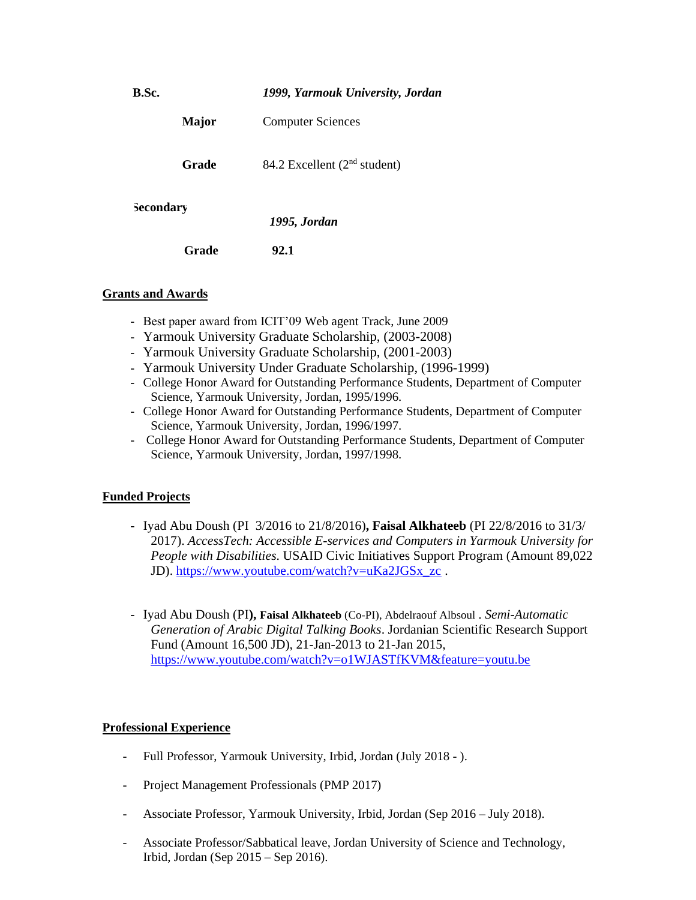**B.Sc.** *1999, Yarmouk University, Jordan*

**Major** Computer Sciences

**Grade** 84.2 Excellent (2nd student)

**Secondary** ***1995, Jordan***

**Grade** **92.1**

**Grants and Awards**

- Best paper award from ICIT'09 Web agent Track, June 2009
- Yarmouk University Graduate Scholarship, (2003-2008)
- Yarmouk University Graduate Scholarship, (2001-2003)
- Yarmouk University Under Graduate Scholarship, (1996-1999)
- College Honor Award for Outstanding Performance Students, Department of Computer Science, Yarmouk University, Jordan, 1995/1996.
- College Honor Award for Outstanding Performance Students, Department of Computer Science, Yarmouk University, Jordan, 1996/1997.
- College Honor Award for Outstanding Performance Students, Department of Computer Science, Yarmouk University, Jordan, 1997/1998.

**Funded Projects**

- Iyad Abu Doush (PI 3/2016 to 21/8/2016)**, Faisal Alkhateeb** (PI 22/8/2016 to 31/3/2017). *AccessTech: Accessible E-services and Computers in Yarmouk University for People with Disabilities.* USAID Civic Initiatives Support Program (Amount 89,022 JD). https://www.youtube.com/watch?v=uKa2JGSx_zc .

- Iyad Abu Doush (PI**), Faisal Alkhateeb** (Co-PI), Abdelraouf Albsoul . *Semi-Automatic Generation of Arabic Digital Talking Books*. Jordanian Scientific Research Support Fund (Amount 16,500 JD), 21-Jan-2013 to 21-Jan 2015, https://www.youtube.com/watch?v=o1WJASTfKVM&feature=youtu.be

**Professional Experience**

- Full Professor, Yarmouk University, Irbid, Jordan (July 2018 - ).
- Project Management Professionals (PMP 2017)
- Associate Professor, Yarmouk University, Irbid, Jordan (Sep 2016 – July 2018).
- Associate Professor/Sabbatical leave, Jordan University of Science and Technology, Irbid, Jordan (Sep 2015 – Sep 2016).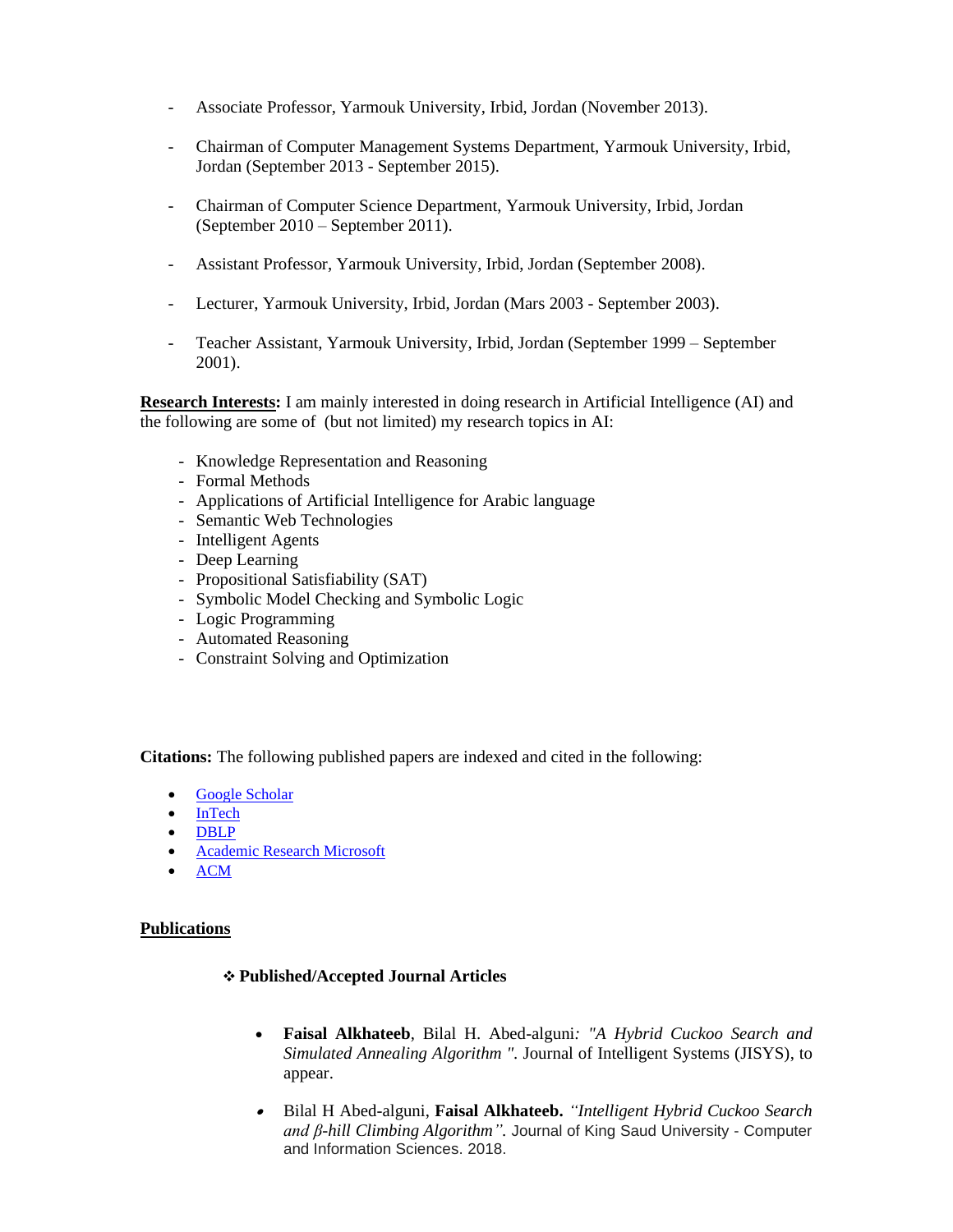- Associate Professor, Yarmouk University, Irbid, Jordan (November 2013).

- Chairman of Computer Management Systems Department, Yarmouk University, Irbid, Jordan (September 2013 - September 2015).

- Chairman of Computer Science Department, Yarmouk University, Irbid, Jordan (September 2010 – September 2011).

- Assistant Professor, Yarmouk University, Irbid, Jordan (September 2008).

- Lecturer, Yarmouk University, Irbid, Jordan (Mars 2003 - September 2003).

- Teacher Assistant, Yarmouk University, Irbid, Jordan (September 1999 – September 2001).

**Research Interests:** I am mainly interested in doing research in Artificial Intelligence (AI) and the following are some of (but not limited) my research topics in AI:

- Knowledge Representation and Reasoning
- Formal Methods
- Applications of Artificial Intelligence for Arabic language
- Semantic Web Technologies
- Intelligent Agents
- Deep Learning
- Propositional Satisfiability (SAT)
- Symbolic Model Checking and Symbolic Logic
- Logic Programming
- Automated Reasoning
- Constraint Solving and Optimization

**Citations:** The following published papers are indexed and cited in the following:

- Google Scholar
- InTech
- DBLP
- Academic Research Microsoft
- ACM

## Publications

### ❖ Published/Accepted Journal Articles

- **Faisal Alkhateeb**, Bilal H. Abed-alguni: *"A Hybrid Cuckoo Search and Simulated Annealing Algorithm ".* Journal of Intelligent Systems (JISYS), to appear.

- Bilal H Abed-alguni, **Faisal Alkhateeb.** *"Intelligent Hybrid Cuckoo Search and β-hill Climbing Algorithm".* Journal of King Saud University - Computer and Information Sciences. 2018.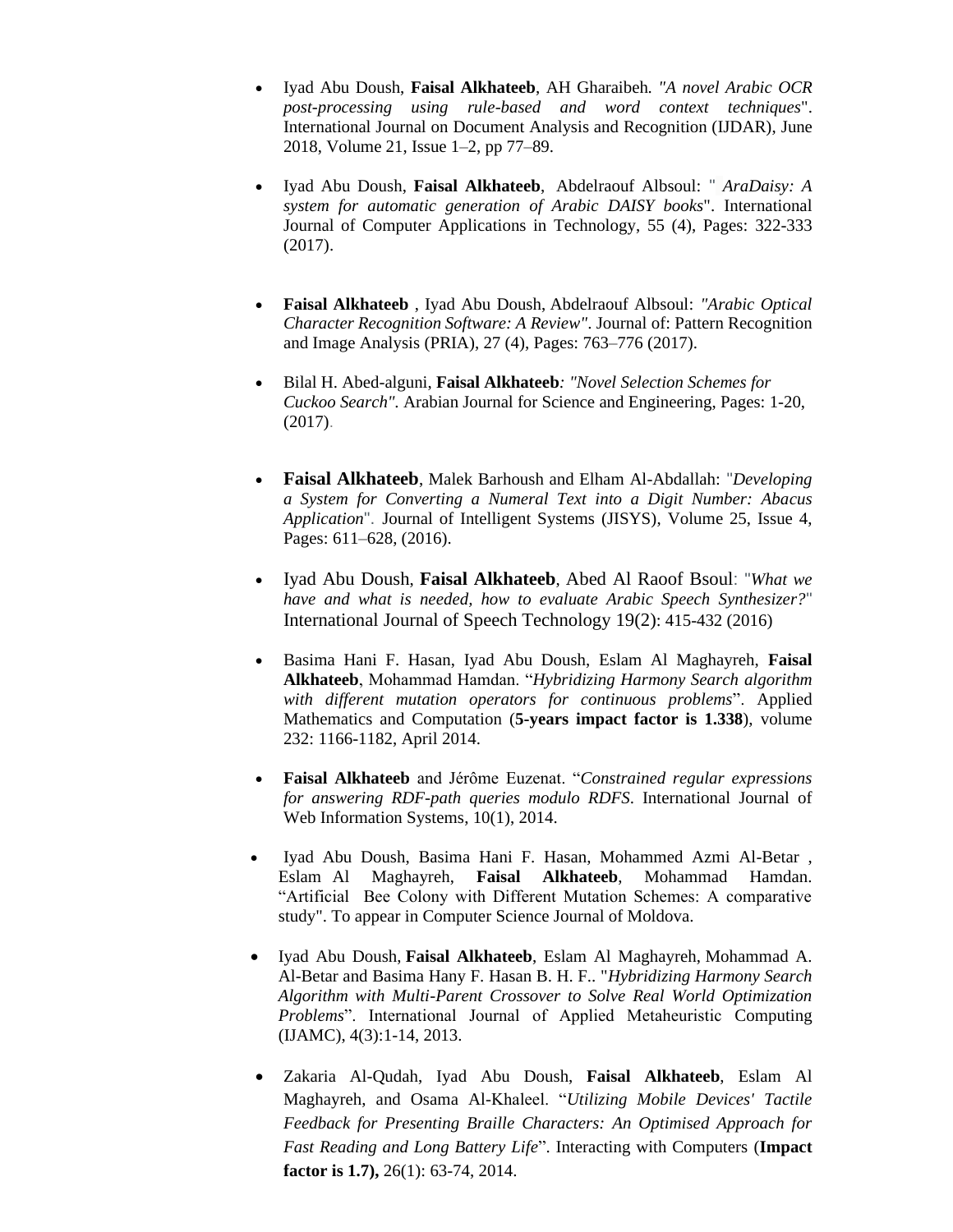- Iyad Abu Doush, **Faisal Alkhateeb**, AH Gharaibeh. *"A novel Arabic OCR post-processing using rule-based and word context techniques*". International Journal on Document Analysis and Recognition (IJDAR), June 2018, Volume 21, Issue 1–2, pp 77–89.

- Iyad Abu Doush, **Faisal Alkhateeb**, Abdelraouf Albsoul: " *AraDaisy: A system for automatic generation of Arabic DAISY books*". International Journal of Computer Applications in Technology, 55 (4), Pages: 322-333 (2017).

- **Faisal Alkhateeb** , Iyad Abu Doush, Abdelraouf Albsoul: *"Arabic Optical Character Recognition Software: A Review"*. Journal of: Pattern Recognition and Image Analysis (PRIA), 27 (4), Pages: 763–776 (2017).

- Bilal H. Abed-alguni, **Faisal Alkhateeb***: "Novel Selection Schemes for Cuckoo Search"*. Arabian Journal for Science and Engineering, Pages: 1-20, (2017).

- **Faisal Alkhateeb**, Malek Barhoush and Elham Al-Abdallah: "*Developing a System for Converting a Numeral Text into a Digit Number: Abacus Application*". Journal of Intelligent Systems (JISYS), Volume 25, Issue 4, Pages: 611–628, (2016).

- Iyad Abu Doush, **Faisal Alkhateeb**, Abed Al Raoof Bsoul: "*What we have and what is needed, how to evaluate Arabic Speech Synthesizer?*" International Journal of Speech Technology 19(2): 415-432 (2016)

- Basima Hani F. Hasan, Iyad Abu Doush, Eslam Al Maghayreh, **Faisal Alkhateeb**, Mohammad Hamdan. "*Hybridizing Harmony Search algorithm with different mutation operators for continuous problems*". Applied Mathematics and Computation (**5-years impact factor is 1.338**), volume 232: 1166-1182, April 2014.

- **Faisal Alkhateeb** and Jérôme Euzenat. "*Constrained regular expressions for answering RDF-path queries modulo RDFS*. International Journal of Web Information Systems, 10(1), 2014.

- Iyad Abu Doush, Basima Hani F. Hasan, Mohammed Azmi Al-Betar , Eslam Al Maghayreh, **Faisal Alkhateeb**, Mohammad Hamdan. "Artificial Bee Colony with Different Mutation Schemes: A comparative study". To appear in Computer Science Journal of Moldova.

- Iyad Abu Doush, **Faisal Alkhateeb**, Eslam Al Maghayreh, Mohammad A. Al-Betar and Basima Hany F. Hasan B. H. F.. "*Hybridizing Harmony Search Algorithm with Multi-Parent Crossover to Solve Real World Optimization Problems*". International Journal of Applied Metaheuristic Computing (IJAMC), 4(3):1-14, 2013.

- Zakaria Al-Qudah, Iyad Abu Doush, **Faisal Alkhateeb**, Eslam Al Maghayreh, and Osama Al-Khaleel. "*Utilizing Mobile Devices' Tactile Feedback for Presenting Braille Characters: An Optimised Approach for Fast Reading and Long Battery Life*". Interacting with Computers (**Impact factor is 1.7),** 26(1): 63-74, 2014.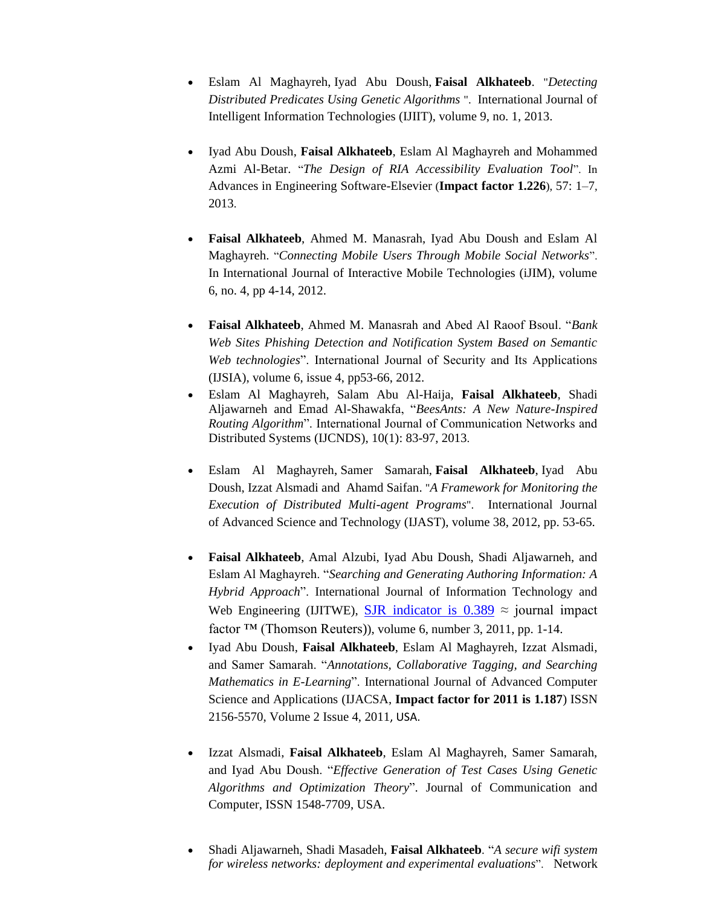- Eslam Al Maghayreh, Iyad Abu Doush, **Faisal Alkhateeb**. "*Detecting Distributed Predicates Using Genetic Algorithms* ". International Journal of Intelligent Information Technologies (IJIIT), volume 9, no. 1, 2013.

- Iyad Abu Doush, **Faisal Alkhateeb**, Eslam Al Maghayreh and Mohammed Azmi Al-Betar. "*The Design of RIA Accessibility Evaluation Tool*". In Advances in Engineering Software-Elsevier (**Impact factor 1.226**), 57: 1–7, 2013.

- **Faisal Alkhateeb**, Ahmed M. Manasrah, Iyad Abu Doush and Eslam Al Maghayreh. "*Connecting Mobile Users Through Mobile Social Networks*". In International Journal of Interactive Mobile Technologies (iJIM), volume 6, no. 4, pp 4-14, 2012.

- **Faisal Alkhateeb**, Ahmed M. Manasrah and Abed Al Raoof Bsoul. "*Bank Web Sites Phishing Detection and Notification System Based on Semantic Web technologies*". International Journal of Security and Its Applications (IJSIA), volume 6, issue 4, pp53-66, 2012.
- Eslam Al Maghayreh, Salam Abu Al-Haija, **Faisal Alkhateeb**, Shadi Aljawarneh and Emad Al-Shawakfa, "*BeesAnts: A New Nature-Inspired Routing Algorithm*". International Journal of Communication Networks and Distributed Systems (IJCNDS), 10(1): 83-97, 2013.

- Eslam Al Maghayreh, Samer Samarah, **Faisal Alkhateeb**, Iyad Abu Doush, Izzat Alsmadi and Ahamd Saifan. "*A Framework for Monitoring the Execution of Distributed Multi-agent Programs*". International Journal of Advanced Science and Technology (IJAST), volume 38, 2012, pp. 53-65.

- **Faisal Alkhateeb**, Amal Alzubi, Iyad Abu Doush, Shadi Aljawarneh, and Eslam Al Maghayreh. "*Searching and Generating Authoring Information: A Hybrid Approach*". International Journal of Information Technology and Web Engineering (IJITWE), SJR indicator is 0.389 ≈ journal impact factor ™ (Thomson Reuters)), volume 6, number 3, 2011, pp. 1-14.
- Iyad Abu Doush, **Faisal Alkhateeb**, Eslam Al Maghayreh, Izzat Alsmadi, and Samer Samarah. "*Annotations, Collaborative Tagging, and Searching Mathematics in E-Learning*". International Journal of Advanced Computer Science and Applications (IJACSA, **Impact factor for 2011 is 1.187**) ISSN 2156-5570, Volume 2 Issue 4, 2011, USA.

- Izzat Alsmadi, **Faisal Alkhateeb**, Eslam Al Maghayreh, Samer Samarah, and Iyad Abu Doush. "*Effective Generation of Test Cases Using Genetic Algorithms and Optimization Theory*". Journal of Communication and Computer, ISSN 1548-7709, USA.

- Shadi Aljawarneh, Shadi Masadeh, **Faisal Alkhateeb**. "*A secure wifi system for wireless networks: deployment and experimental evaluations*". Network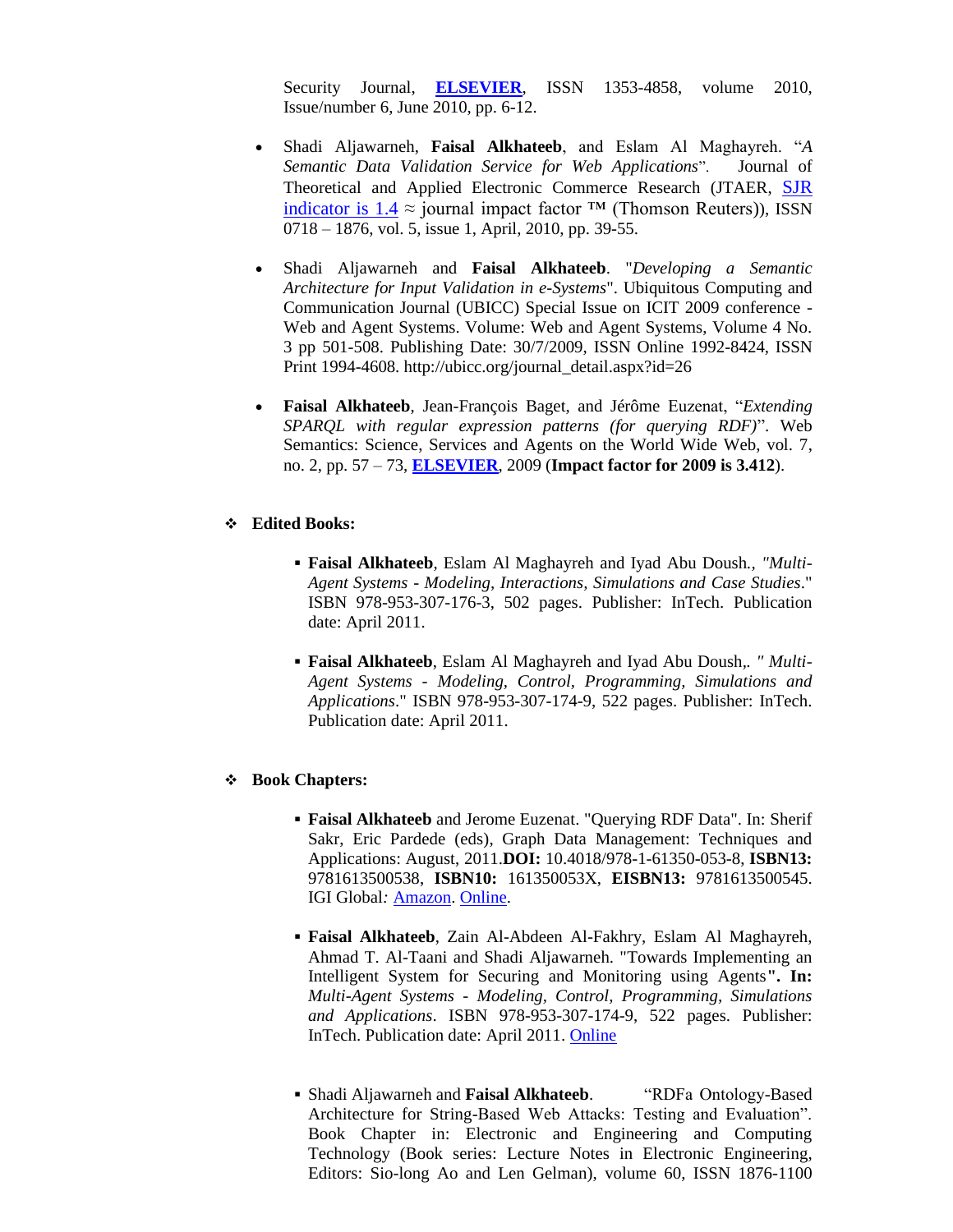Security Journal, **ELSEVIER**, ISSN 1353-4858, volume 2010, Issue/number 6, June 2010, pp. 6-12.

- Shadi Aljawarneh, **Faisal Alkhateeb**, and Eslam Al Maghayreh. "*A Semantic Data Validation Service for Web Applications*". Journal of Theoretical and Applied Electronic Commerce Research (JTAER, SJR indicator is 1.4 ≈ journal impact factor ™ (Thomson Reuters)), ISSN 0718 – 1876, vol. 5, issue 1, April, 2010, pp. 39-55.

- Shadi Aljawarneh and **Faisal Alkhateeb**. "*Developing a Semantic Architecture for Input Validation in e-Systems*". Ubiquitous Computing and Communication Journal (UBICC) Special Issue on ICIT 2009 conference - Web and Agent Systems. Volume: Web and Agent Systems, Volume 4 No. 3 pp 501-508. Publishing Date: 30/7/2009, ISSN Online 1992-8424, ISSN Print 1994-4608. http://ubicc.org/journal_detail.aspx?id=26

- **Faisal Alkhateeb**, Jean-François Baget, and Jérôme Euzenat, "*Extending SPARQL with regular expression patterns (for querying RDF)*". Web Semantics: Science, Services and Agents on the World Wide Web, vol. 7, no. 2, pp. 57 – 73, **ELSEVIER**, 2009 (**Impact factor for 2009 is 3.412**).

❖ **Edited Books:**

- **Faisal Alkhateeb**, Eslam Al Maghayreh and Iyad Abu Doush., *"Multi-Agent Systems - Modeling, Interactions, Simulations and Case Studies*." ISBN 978-953-307-176-3, 502 pages. Publisher: InTech. Publication date: April 2011.

- **Faisal Alkhateeb**, Eslam Al Maghayreh and Iyad Abu Doush,. *" Multi-Agent Systems - Modeling, Control, Programming, Simulations and Applications*." ISBN 978-953-307-174-9, 522 pages. Publisher: InTech. Publication date: April 2011.

❖ **Book Chapters:**

- **Faisal Alkhateeb** and Jerome Euzenat. "Querying RDF Data". In: Sherif Sakr, Eric Pardede (eds), Graph Data Management: Techniques and Applications: August, 2011.**DOI:** 10.4018/978-1-61350-053-8, **ISBN13:** 9781613500538, **ISBN10:** 161350053X, **EISBN13:** 9781613500545. IGI Global*:* Amazon. Online.

- **Faisal Alkhateeb**, Zain Al-Abdeen Al-Fakhry, Eslam Al Maghayreh, Ahmad T. Al-Taani and Shadi Aljawarneh. "Towards Implementing an Intelligent System for Securing and Monitoring using Agents**". In:** *Multi-Agent Systems - Modeling, Control, Programming, Simulations and Applications*. ISBN 978-953-307-174-9, 522 pages. Publisher: InTech. Publication date: April 2011. Online

- Shadi Aljawarneh and **Faisal Alkhateeb**. "RDFa Ontology-Based Architecture for String-Based Web Attacks: Testing and Evaluation". Book Chapter in: Electronic and Engineering and Computing Technology (Book series: Lecture Notes in Electronic Engineering, Editors: Sio-long Ao and Len Gelman), volume 60, ISSN 1876-1100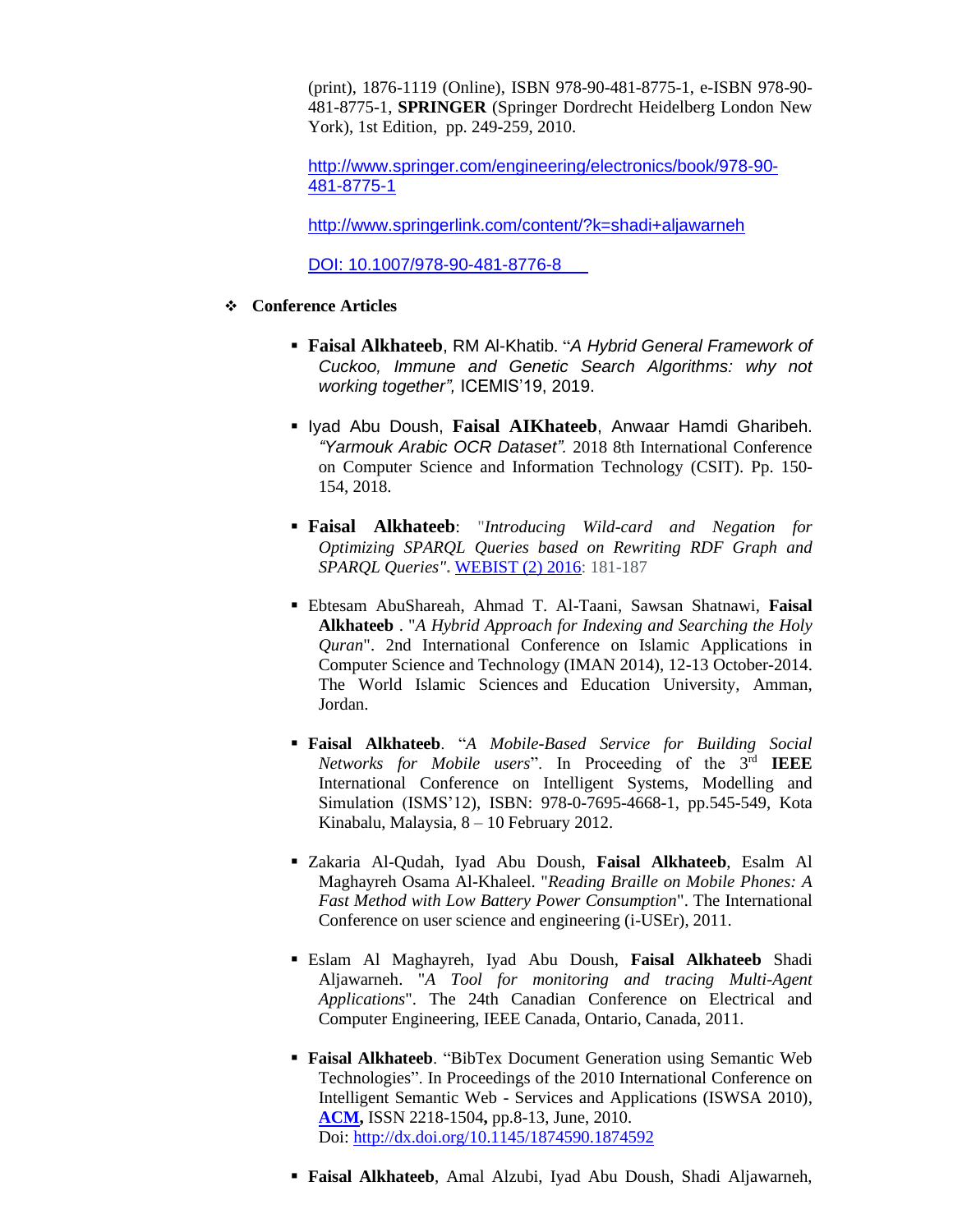(print), 1876-1119 (Online), ISBN 978-90-481-8775-1, e-ISBN 978-90-481-8775-1, **SPRINGER** (Springer Dordrecht Heidelberg London New York), 1st Edition, pp. 249-259, 2010.

[http://www.springer.com/engineering/electronics/book/978-90-481-8775-1](http://www.springer.com/engineering/electronics/book/978-90-481-8775-1)

[http://www.springerlink.com/content/?k=shadi+aljawarneh](http://www.springerlink.com/content/?k=shadi+aljawarneh)

DOI: 10.1007/978-90-481-8776-8

- **Conference Articles**

  - **Faisal Alkhateeb**, RM Al-Khatib. "*A Hybrid General Framework of Cuckoo, Immune and Genetic Search Algorithms: why not working together",* ICEMIS'19, 2019.

  - Iyad Abu Doush, **Faisal AIKhateeb**, Anwaar Hamdi Gharibeh. *"Yarmouk Arabic OCR Dataset".* 2018 8th International Conference on Computer Science and Information Technology (CSIT). Pp. 150-154, 2018.

  - **Faisal Alkhateeb**: "*Introducing Wild-card and Negation for Optimizing SPARQL Queries based on Rewriting RDF Graph and SPARQL Queries*". WEBIST (2) 2016: 181-187

  - Ebtesam AbuShareah, Ahmad T. Al-Taani, Sawsan Shatnawi, **Faisal Alkhateeb** . "*A Hybrid Approach for Indexing and Searching the Holy Quran*". 2nd International Conference on Islamic Applications in Computer Science and Technology (IMAN 2014), 12-13 October-2014. The World Islamic Sciences and Education University, Amman, Jordan.

  - **Faisal Alkhateeb**. "*A Mobile-Based Service for Building Social Networks for Mobile users*". In Proceeding of the 3rd **IEEE** International Conference on Intelligent Systems, Modelling and Simulation (ISMS'12), ISBN: 978-0-7695-4668-1, pp.545-549, Kota Kinabalu, Malaysia, 8 – 10 February 2012.

  - Zakaria Al-Qudah, Iyad Abu Doush, **Faisal Alkhateeb**, Esalm Al Maghayreh Osama Al-Khaleel. "*Reading Braille on Mobile Phones: A Fast Method with Low Battery Power Consumption*". The International Conference on user science and engineering (i-USEr), 2011.

  - Eslam Al Maghayreh, Iyad Abu Doush, **Faisal Alkhateeb** Shadi Aljawarneh. "*A Tool for monitoring and tracing Multi-Agent Applications*". The 24th Canadian Conference on Electrical and Computer Engineering, IEEE Canada, Ontario, Canada, 2011.

  - **Faisal Alkhateeb**. "BibTex Document Generation using Semantic Web Technologies". In Proceedings of the 2010 International Conference on Intelligent Semantic Web - Services and Applications (ISWSA 2010), **ACM,** ISSN 2218-1504**,** pp.8-13, June, 2010.
    Doi: [http://dx.doi.org/10.1145/1874590.1874592](http://dx.doi.org/10.1145/1874590.1874592)

  - **Faisal Alkhateeb**, Amal Alzubi, Iyad Abu Doush, Shadi Aljawarneh,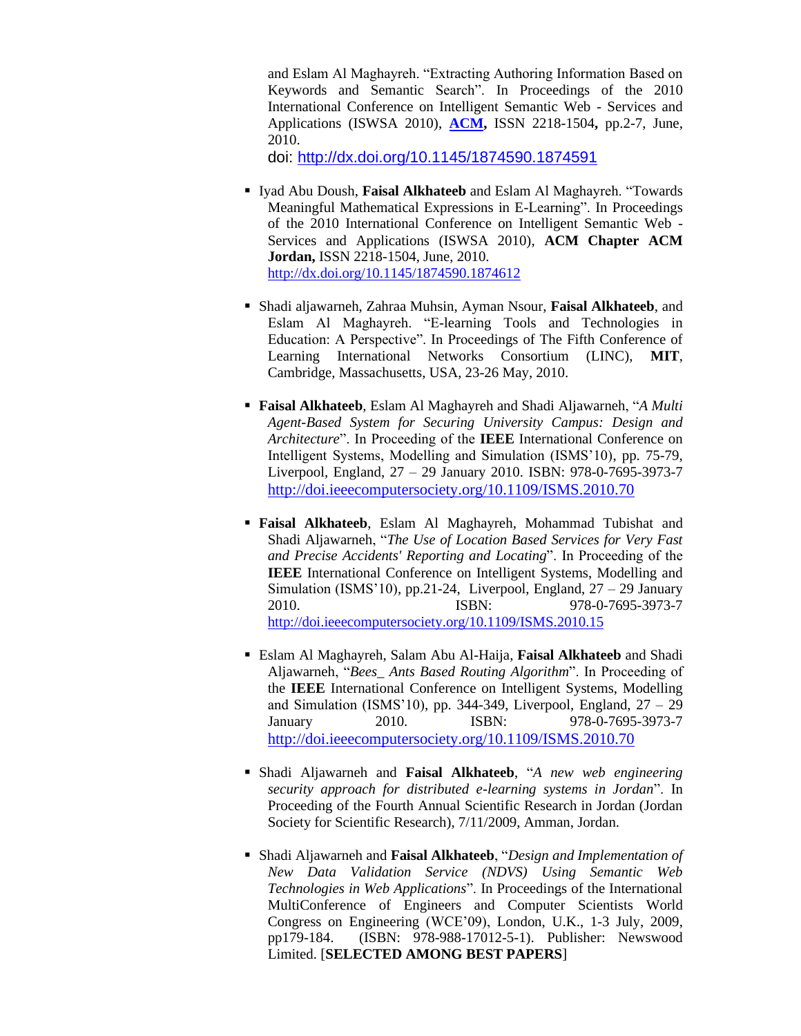and Eslam Al Maghayreh. "Extracting Authoring Information Based on Keywords and Semantic Search". In Proceedings of the 2010 International Conference on Intelligent Semantic Web - Services and Applications (ISWSA 2010), **ACM,** ISSN 2218-1504**,** pp.2-7, June, 2010.
doi: http://dx.doi.org/10.1145/1874590.1874591

- Iyad Abu Doush, **Faisal Alkhateeb** and Eslam Al Maghayreh. "Towards Meaningful Mathematical Expressions in E-Learning". In Proceedings of the 2010 International Conference on Intelligent Semantic Web - Services and Applications (ISWSA 2010), **ACM Chapter ACM Jordan,** ISSN 2218-1504, June, 2010.
  http://dx.doi.org/10.1145/1874590.1874612

- Shadi aljawarneh, Zahraa Muhsin, Ayman Nsour, **Faisal Alkhateeb**, and Eslam Al Maghayreh. "E-learning Tools and Technologies in Education: A Perspective". In Proceedings of The Fifth Conference of Learning International Networks Consortium (LINC), **MIT**, Cambridge, Massachusetts, USA, 23-26 May, 2010.

- **Faisal Alkhateeb**, Eslam Al Maghayreh and Shadi Aljawarneh, "*A Multi Agent-Based System for Securing University Campus: Design and Architecture*". In Proceeding of the **IEEE** International Conference on Intelligent Systems, Modelling and Simulation (ISMS'10), pp. 75-79, Liverpool, England, 27 – 29 January 2010. ISBN: 978-0-7695-3973-7
  http://doi.ieeecomputersociety.org/10.1109/ISMS.2010.70

- **Faisal Alkhateeb**, Eslam Al Maghayreh, Mohammad Tubishat and Shadi Aljawarneh, "*The Use of Location Based Services for Very Fast and Precise Accidents' Reporting and Locating*". In Proceeding of the **IEEE** International Conference on Intelligent Systems, Modelling and Simulation (ISMS'10), pp.21-24, Liverpool, England, 27 – 29 January 2010. ISBN: 978-0-7695-3973-7
  http://doi.ieeecomputersociety.org/10.1109/ISMS.2010.15

- Eslam Al Maghayreh, Salam Abu Al-Haija, **Faisal Alkhateeb** and Shadi Aljawarneh, "*Bees_ Ants Based Routing Algorithm*". In Proceeding of the **IEEE** International Conference on Intelligent Systems, Modelling and Simulation (ISMS'10), pp. 344-349, Liverpool, England, 27 – 29 January 2010. ISBN: 978-0-7695-3973-7
  http://doi.ieeecomputersociety.org/10.1109/ISMS.2010.70

- Shadi Aljawarneh and **Faisal Alkhateeb**, "*A new web engineering security approach for distributed e-learning systems in Jordan*". In Proceeding of the Fourth Annual Scientific Research in Jordan (Jordan Society for Scientific Research), 7/11/2009, Amman, Jordan.

- Shadi Aljawarneh and **Faisal Alkhateeb**, "*Design and Implementation of New Data Validation Service (NDVS) Using Semantic Web Technologies in Web Applications*". In Proceedings of the International MultiConference of Engineers and Computer Scientists World Congress on Engineering (WCE'09), London, U.K., 1-3 July, 2009, pp179-184. (ISBN: 978-988-17012-5-1). Publisher: Newswood Limited. [**SELECTED AMONG BEST PAPERS**]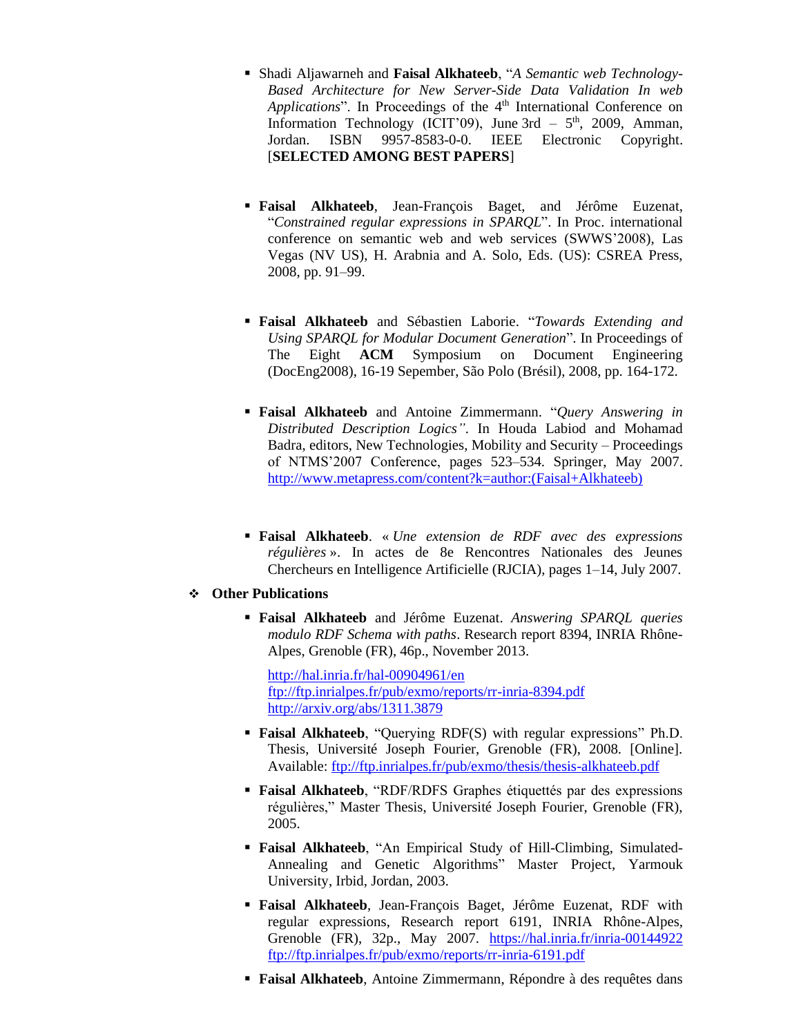- Shadi Aljawarneh and **Faisal Alkhateeb**, "*A Semantic web Technology-Based Architecture for New Server-Side Data Validation In web Applications*". In Proceedings of the 4th International Conference on Information Technology (ICIT'09), June 3rd – 5th, 2009, Amman, Jordan. ISBN 9957-8583-0-0. IEEE Electronic Copyright. [**SELECTED AMONG BEST PAPERS**]

- **Faisal Alkhateeb**, Jean-François Baget, and Jérôme Euzenat, "*Constrained regular expressions in SPARQL*". In Proc. international conference on semantic web and web services (SWWS'2008), Las Vegas (NV US), H. Arabnia and A. Solo, Eds. (US): CSREA Press, 2008, pp. 91–99.

- **Faisal Alkhateeb** and Sébastien Laborie. "*Towards Extending and Using SPARQL for Modular Document Generation*". In Proceedings of The Eight **ACM** Symposium on Document Engineering (DocEng2008), 16-19 Sepember, São Polo (Brésil), 2008, pp. 164-172.

- **Faisal Alkhateeb** and Antoine Zimmermann. "*Query Answering in Distributed Description Logics"*. In Houda Labiod and Mohamad Badra, editors, New Technologies, Mobility and Security – Proceedings of NTMS'2007 Conference, pages 523–534. Springer, May 2007. http://www.metapress.com/content?k=author:(Faisal+Alkhateeb)

- **Faisal Alkhateeb**. « *Une extension de RDF avec des expressions régulières* ». In actes de 8e Rencontres Nationales des Jeunes Chercheurs en Intelligence Artificielle (RJCIA), pages 1–14, July 2007.

## Other Publications

- **Faisal Alkhateeb** and Jérôme Euzenat. *Answering SPARQL queries modulo RDF Schema with paths*. Research report 8394, INRIA Rhône-Alpes, Grenoble (FR), 46p., November 2013.

  http://hal.inria.fr/hal-00904961/en
  ftp://ftp.inrialpes.fr/pub/exmo/reports/rr-inria-8394.pdf
  http://arxiv.org/abs/1311.3879

- **Faisal Alkhateeb**, "Querying RDF(S) with regular expressions" Ph.D. Thesis, Université Joseph Fourier, Grenoble (FR), 2008. [Online]. Available: ftp://ftp.inrialpes.fr/pub/exmo/thesis/thesis-alkhateeb.pdf

- **Faisal Alkhateeb**, "RDF/RDFS Graphes étiquettés par des expressions régulières," Master Thesis, Université Joseph Fourier, Grenoble (FR), 2005.

- **Faisal Alkhateeb**, "An Empirical Study of Hill-Climbing, Simulated-Annealing and Genetic Algorithms" Master Project, Yarmouk University, Irbid, Jordan, 2003.

- **Faisal Alkhateeb**, Jean-François Baget, Jérôme Euzenat, RDF with regular expressions, Research report 6191, INRIA Rhône-Alpes, Grenoble (FR), 32p., May 2007. https://hal.inria.fr/inria-00144922 ftp://ftp.inrialpes.fr/pub/exmo/reports/rr-inria-6191.pdf

- **Faisal Alkhateeb**, Antoine Zimmermann, Répondre à des requêtes dans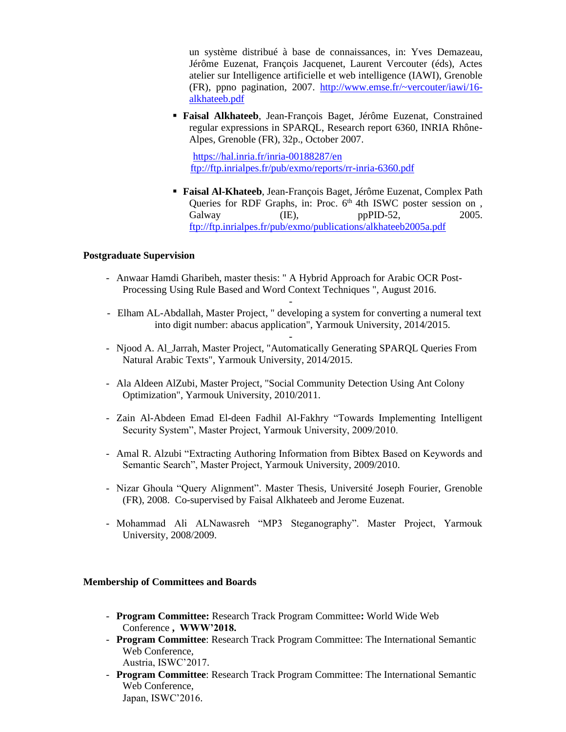un système distribué à base de connaissances, in: Yves Demazeau, Jérôme Euzenat, François Jacquenet, Laurent Vercouter (éds), Actes atelier sur Intelligence artificielle et web intelligence (IAWI), Grenoble (FR), ppno pagination, 2007. http://www.emse.fr/~vercouter/iawi/16-alkhateeb.pdf

- **Faisal Alkhateeb**, Jean-François Baget, Jérôme Euzenat, Constrained regular expressions in SPARQL, Research report 6360, INRIA Rhône-Alpes, Grenoble (FR), 32p., October 2007.

  https://hal.inria.fr/inria-00188287/en
  ftp://ftp.inrialpes.fr/pub/exmo/reports/rr-inria-6360.pdf

- **Faisal Al-Khateeb**, Jean-François Baget, Jérôme Euzenat, Complex Path Queries for RDF Graphs, in: Proc. 6th 4th ISWC poster session on , Galway (IE), ppPID-52, 2005. ftp://ftp.inrialpes.fr/pub/exmo/publications/alkhateeb2005a.pdf

**Postgraduate Supervision**

- Anwaar Hamdi Gharibeh, master thesis: " A Hybrid Approach for Arabic OCR Post-Processing Using Rule Based and Word Context Techniques ", August 2016.
- Elham AL-Abdallah, Master Project, " developing a system for converting a numeral text into digit number: abacus application", Yarmouk University, 2014/2015.
- Njood A. Al_Jarrah, Master Project, "Automatically Generating SPARQL Queries From Natural Arabic Texts", Yarmouk University, 2014/2015.
- Ala Aldeen AlZubi, Master Project, "Social Community Detection Using Ant Colony Optimization", Yarmouk University, 2010/2011.
- Zain Al-Abdeen Emad El-deen Fadhil Al-Fakhry "Towards Implementing Intelligent Security System", Master Project, Yarmouk University, 2009/2010.
- Amal R. Alzubi "Extracting Authoring Information from Bibtex Based on Keywords and Semantic Search", Master Project, Yarmouk University, 2009/2010.
- Nizar Ghoula "Query Alignment". Master Thesis, Université Joseph Fourier, Grenoble (FR), 2008. Co-supervised by Faisal Alkhateeb and Jerome Euzenat.
- Mohammad Ali ALNawasreh "MP3 Steganography". Master Project, Yarmouk University, 2008/2009.

**Membership of Committees and Boards**

- **Program Committee:** Research Track Program Committee**:** World Wide Web Conference **, WWW'2018.**
- **Program Committee**: Research Track Program Committee: The International Semantic Web Conference, Austria, ISWC'2017.
- **Program Committee**: Research Track Program Committee: The International Semantic Web Conference, Japan, ISWC'2016.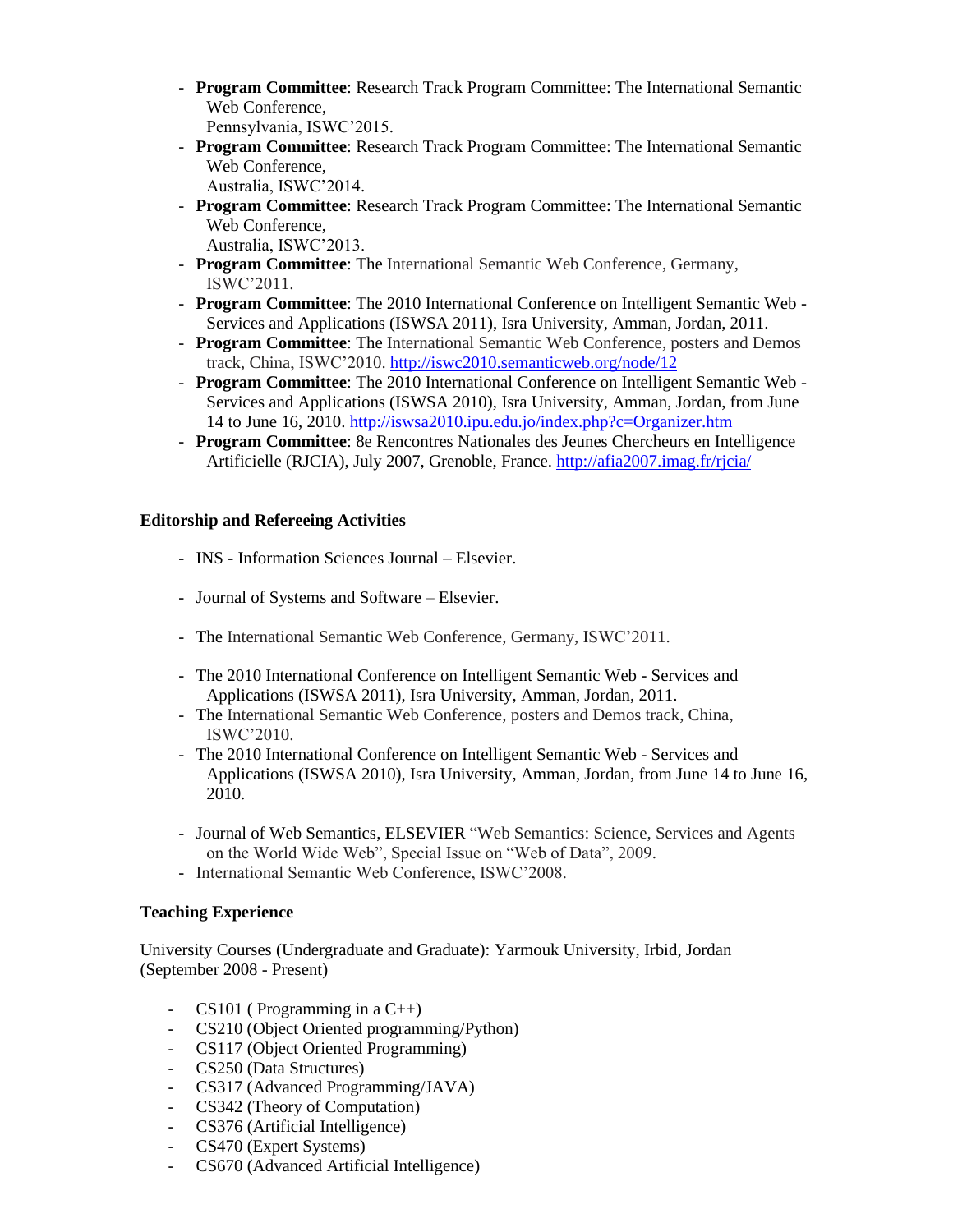- **Program Committee**: Research Track Program Committee: The International Semantic Web Conference, Pennsylvania, ISWC'2015.
- **Program Committee**: Research Track Program Committee: The International Semantic Web Conference, Australia, ISWC'2014.
- **Program Committee**: Research Track Program Committee: The International Semantic Web Conference, Australia, ISWC'2013.
- **Program Committee**: The International Semantic Web Conference, Germany, ISWC'2011.
- **Program Committee**: The 2010 International Conference on Intelligent Semantic Web - Services and Applications (ISWSA 2011), Isra University, Amman, Jordan, 2011.
- **Program Committee**: The International Semantic Web Conference, posters and Demos track, China, ISWC'2010. http://iswc2010.semanticweb.org/node/12
- **Program Committee**: The 2010 International Conference on Intelligent Semantic Web - Services and Applications (ISWSA 2010), Isra University, Amman, Jordan, from June 14 to June 16, 2010. http://iswsa2010.ipu.edu.jo/index.php?c=Organizer.htm
- **Program Committee**: 8e Rencontres Nationales des Jeunes Chercheurs en Intelligence Artificielle (RJCIA), July 2007, Grenoble, France. http://afia2007.imag.fr/rjcia/

**Editorship and Refereeing Activities**

- INS - Information Sciences Journal – Elsevier.
- Journal of Systems and Software – Elsevier.
- The International Semantic Web Conference, Germany, ISWC'2011.
- The 2010 International Conference on Intelligent Semantic Web - Services and Applications (ISWSA 2011), Isra University, Amman, Jordan, 2011.
- The International Semantic Web Conference, posters and Demos track, China, ISWC'2010.
- The 2010 International Conference on Intelligent Semantic Web - Services and Applications (ISWSA 2010), Isra University, Amman, Jordan, from June 14 to June 16, 2010.
- Journal of Web Semantics, ELSEVIER "Web Semantics: Science, Services and Agents on the World Wide Web", Special Issue on "Web of Data", 2009.
- International Semantic Web Conference, ISWC'2008.

**Teaching Experience**

University Courses (Undergraduate and Graduate): Yarmouk University, Irbid, Jordan (September 2008 - Present)

- CS101 ( Programming in a C++)
- CS210 (Object Oriented programming/Python)
- CS117 (Object Oriented Programming)
- CS250 (Data Structures)
- CS317 (Advanced Programming/JAVA)
- CS342 (Theory of Computation)
- CS376 (Artificial Intelligence)
- CS470 (Expert Systems)
- CS670 (Advanced Artificial Intelligence)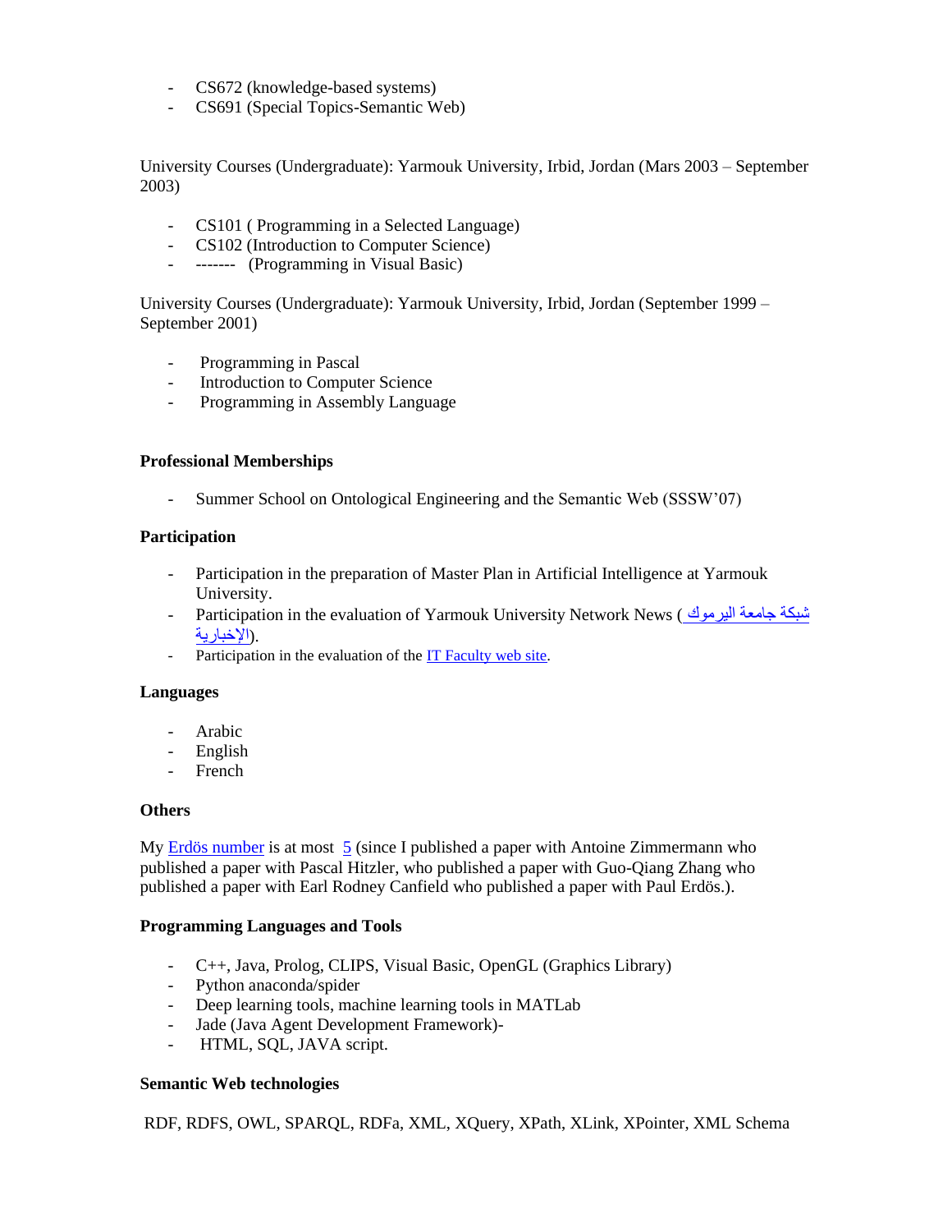- CS672 (knowledge-based systems)
- CS691 (Special Topics-Semantic Web)

University Courses (Undergraduate): Yarmouk University, Irbid, Jordan (Mars 2003 – September 2003)

- CS101 ( Programming in a Selected Language)
- CS102 (Introduction to Computer Science)
- ------- (Programming in Visual Basic)

University Courses (Undergraduate): Yarmouk University, Irbid, Jordan (September 1999 – September 2001)

- Programming in Pascal
- Introduction to Computer Science
- Programming in Assembly Language

**Professional Memberships**

- Summer School on Ontological Engineering and the Semantic Web (SSSW'07)

**Participation**

- Participation in the preparation of Master Plan in Artificial Intelligence at Yarmouk University.
- Participation in the evaluation of Yarmouk University Network News ( شبكة جامعة اليرموك الإخبارية).
- Participation in the evaluation of the IT Faculty web site.

**Languages**

- Arabic
- English
- French

**Others**

My Erdös number is at most 5 (since I published a paper with Antoine Zimmermann who published a paper with Pascal Hitzler, who published a paper with Guo-Qiang Zhang who published a paper with Earl Rodney Canfield who published a paper with Paul Erdös.).

**Programming Languages and Tools**

- C++, Java, Prolog, CLIPS, Visual Basic, OpenGL (Graphics Library)
- Python anaconda/spider
- Deep learning tools, machine learning tools in MATLab
- Jade (Java Agent Development Framework)-
- HTML, SQL, JAVA script.

**Semantic Web technologies**

RDF, RDFS, OWL, SPARQL, RDFa, XML, XQuery, XPath, XLink, XPointer, XML Schema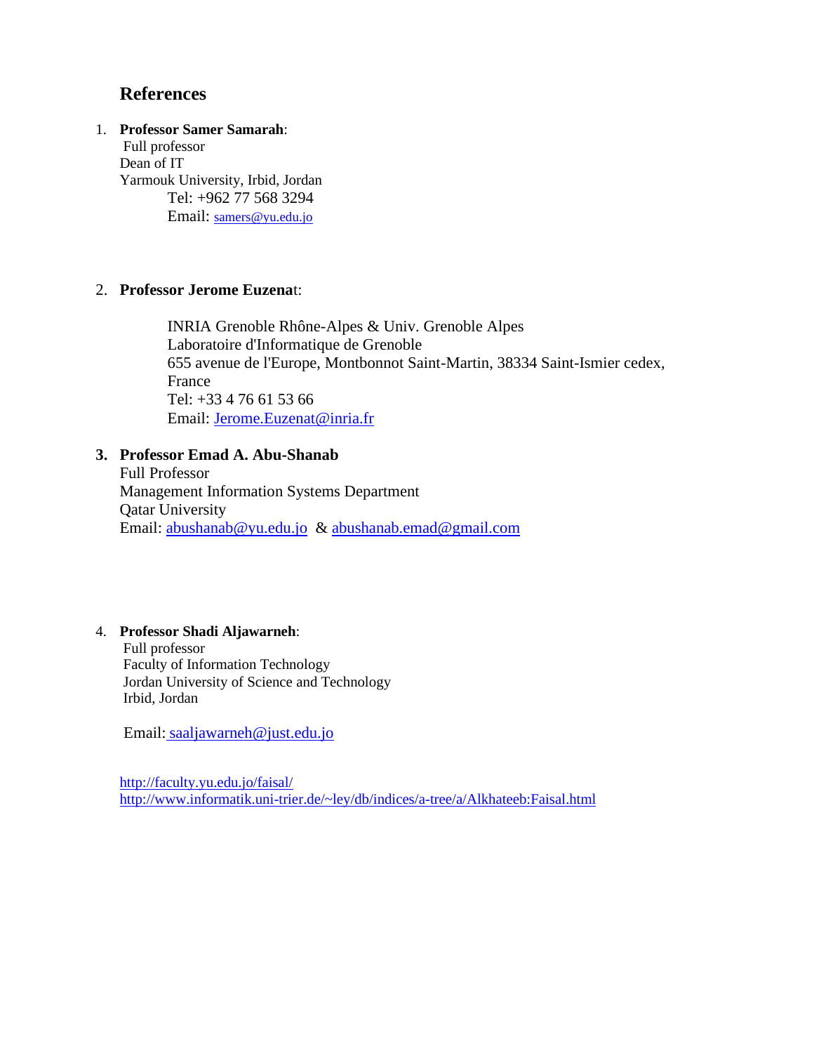## References

1. **Professor Samer Samarah**:
   Full professor
   Dean of IT
   Yarmouk University, Irbid, Jordan
   Tel: +962 77 568 3294
   Email: samers@yu.edu.jo

2. **Professor Jerome Euzena**t:

   INRIA Grenoble Rhône-Alpes & Univ. Grenoble Alpes
   Laboratoire d'Informatique de Grenoble
   655 avenue de l'Europe, Montbonnot Saint-Martin, 38334 Saint-Ismier cedex, France
   Tel: +33 4 76 61 53 66
   Email: Jerome.Euzenat@inria.fr

3. **Professor Emad A. Abu-Shanab**
   Full Professor
   Management Information Systems Department
   Qatar University
   Email: abushanab@yu.edu.jo & abushanab.emad@gmail.com

4. **Professor Shadi Aljawarneh**:
   Full professor
   Faculty of Information Technology
   Jordan University of Science and Technology
   Irbid, Jordan

   Email: saaljawarneh@just.edu.jo

http://faculty.yu.edu.jo/faisal/
http://www.informatik.uni-trier.de/~ley/db/indices/a-tree/a/Alkhateeb:Faisal.html